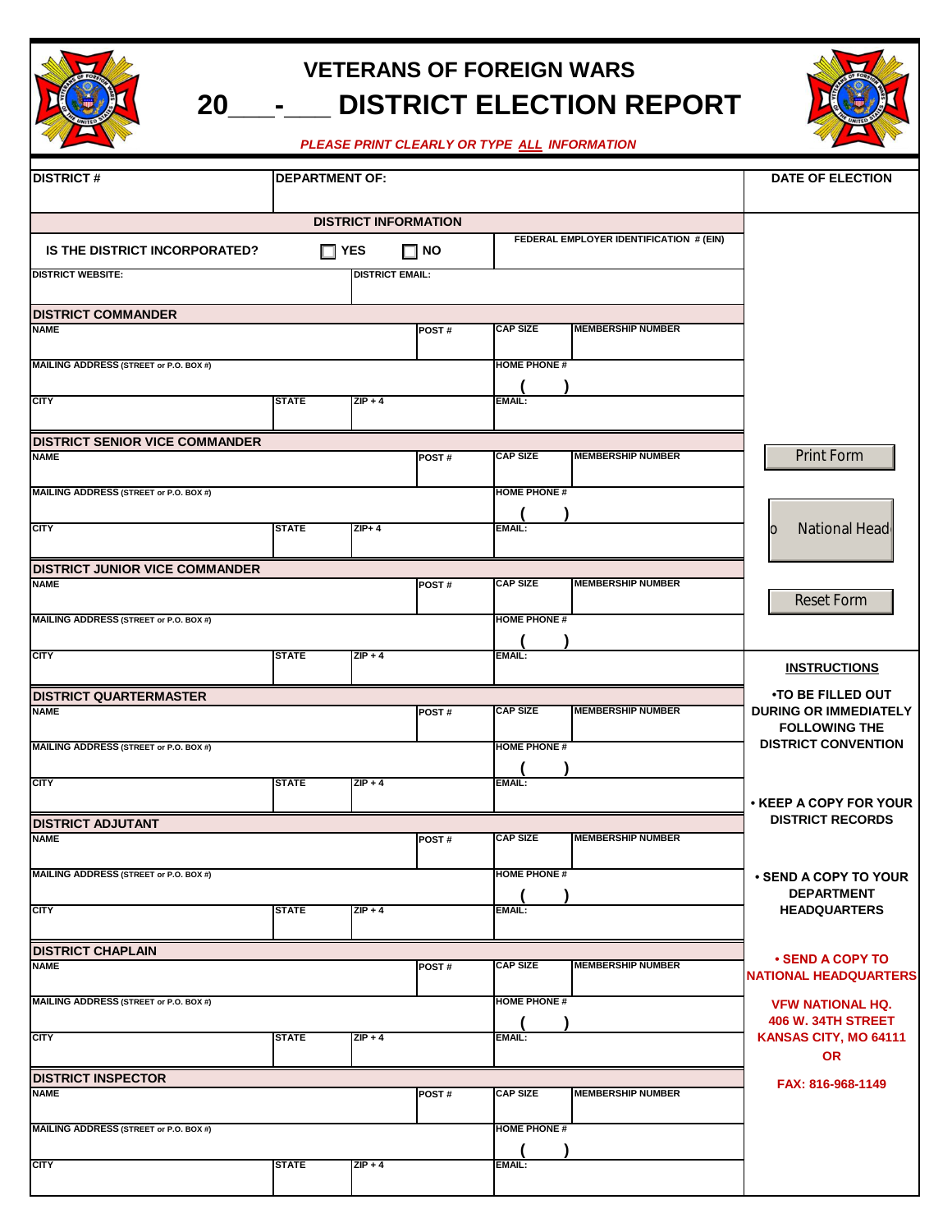# VETERANS OF FOREIGN WARS

# 20\_\_\_-\_\_\_ DISTRICT ELECTION REPORT

*PLEASE PRINT CLEARLY OR TYPE **ALL** INFORMATION*

| DISTRICT # | DEPARTMENT OF: | DATE OF ELECTION |
|---|---|---|
| | | |

## DISTRICT INFORMATION

IS THE DISTRICT INCORPORATED? ☐ YES ☐ NO

FEDERAL EMPLOYER IDENTIFICATION # (EIN):

DISTRICT WEBSITE:

DISTRICT EMAIL:

## DISTRICT COMMANDER

| NAME | POST # | CAP SIZE | MEMBERSHIP NUMBER |
|---|---|---|---|
| | | | |

| MAILING ADDRESS (STREET or P.O. BOX #) | HOME PHONE # |
|---|---|
| | ( ) |

| CITY | STATE | ZIP + 4 | EMAIL: |
|---|---|---|---|
| | | | |

## DISTRICT SENIOR VICE COMMANDER

| NAME | POST # | CAP SIZE | MEMBERSHIP NUMBER |
|---|---|---|---|
| | | | |

| MAILING ADDRESS (STREET or P.O. BOX #) | HOME PHONE # |
|---|---|
| | ( ) |

| CITY | STATE | ZIP+ 4 | EMAIL: |
|---|---|---|---|
| | | | |

## DISTRICT JUNIOR VICE COMMANDER

| NAME | POST # | CAP SIZE | MEMBERSHIP NUMBER |
|---|---|---|---|
| | | | |

| MAILING ADDRESS (STREET or P.O. BOX #) | HOME PHONE # |
|---|---|
| | ( ) |

| CITY | STATE | ZIP + 4 | EMAIL: |
|---|---|---|---|
| | | | |

## DISTRICT QUARTERMASTER

| NAME | POST # | CAP SIZE | MEMBERSHIP NUMBER |
|---|---|---|---|
| | | | |

| MAILING ADDRESS (STREET or P.O. BOX #) | HOME PHONE # |
|---|---|
| | ( ) |

| CITY | STATE | ZIP + 4 | EMAIL: |
|---|---|---|---|
| | | | |

## DISTRICT ADJUTANT

| NAME | POST # | CAP SIZE | MEMBERSHIP NUMBER |
|---|---|---|---|
| | | | |

| MAILING ADDRESS (STREET or P.O. BOX #) | HOME PHONE # |
|---|---|
| | ( ) |

| CITY | STATE | ZIP + 4 | EMAIL: |
|---|---|---|---|
| | | | |

## DISTRICT CHAPLAIN

| NAME | POST # | CAP SIZE | MEMBERSHIP NUMBER |
|---|---|---|---|
| | | | |

| MAILING ADDRESS (STREET or P.O. BOX #) | HOME PHONE # |
|---|---|
| | ( ) |

| CITY | STATE | ZIP + 4 | EMAIL: |
|---|---|---|---|
| | | | |

## DISTRICT INSPECTOR

| NAME | POST # | CAP SIZE | MEMBERSHIP NUMBER |
|---|---|---|---|
| | | | |

| MAILING ADDRESS (STREET or P.O. BOX #) | HOME PHONE # |
|---|---|
| | ( ) |

| CITY | STATE | ZIP + 4 | EMAIL: |
|---|---|---|---|
| | | | |

Print Form

National Head

Reset Form

### INSTRUCTIONS

- TO BE FILLED OUT DURING OR IMMEDIATELY FOLLOWING THE DISTRICT CONVENTION
- KEEP A COPY FOR YOUR DISTRICT RECORDS
- SEND A COPY TO YOUR DEPARTMENT HEADQUARTERS
- SEND A COPY TO NATIONAL HEADQUARTERS

VFW NATIONAL HQ.
406 W. 34TH STREET
KANSAS CITY, MO 64111
OR

FAX: 816-968-1149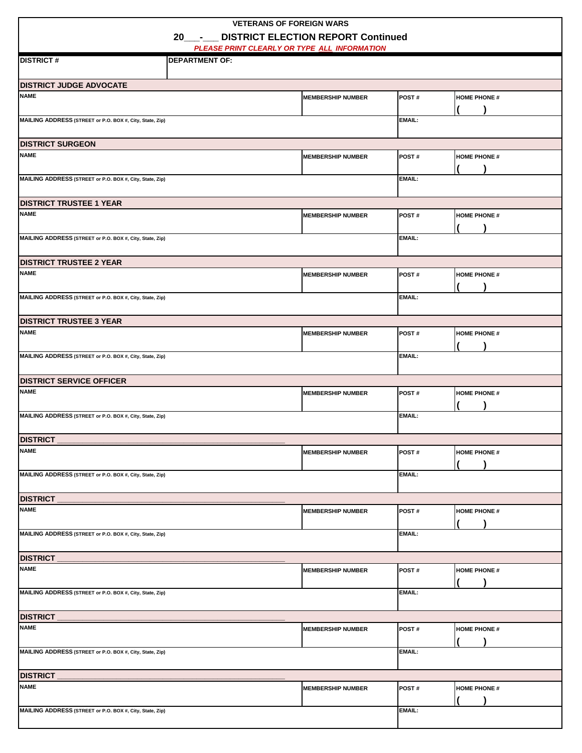VETERANS OF FOREIGN WARS

## 20\_\_\_-\_\_\_ DISTRICT ELECTION REPORT Continued

*PLEASE PRINT CLEARLY OR TYPE ALL INFORMATION*

| DISTRICT # | DEPARTMENT OF: |
|---|---|
| | |

**DISTRICT JUDGE ADVOCATE**

| NAME | MEMBERSHIP NUMBER | POST # | HOME PHONE # |
|---|---|---|---|
| | | | ( ) |
| MAILING ADDRESS (STREET or P.O. BOX #, City, State, Zip) | | EMAIL: | |

**DISTRICT SURGEON**

| NAME | MEMBERSHIP NUMBER | POST # | HOME PHONE # |
|---|---|---|---|
| | | | ( ) |
| MAILING ADDRESS (STREET or P.O. BOX #, City, State, Zip) | | EMAIL: | |

**DISTRICT TRUSTEE 1 YEAR**

| NAME | MEMBERSHIP NUMBER | POST # | HOME PHONE # |
|---|---|---|---|
| | | | ( ) |
| MAILING ADDRESS (STREET or P.O. BOX #, City, State, Zip) | | EMAIL: | |

**DISTRICT TRUSTEE 2 YEAR**

| NAME | MEMBERSHIP NUMBER | POST # | HOME PHONE # |
|---|---|---|---|
| | | | ( ) |
| MAILING ADDRESS (STREET or P.O. BOX #, City, State, Zip) | | EMAIL: | |

**DISTRICT TRUSTEE 3 YEAR**

| NAME | MEMBERSHIP NUMBER | POST # | HOME PHONE # |
|---|---|---|---|
| | | | ( ) |
| MAILING ADDRESS (STREET or P.O. BOX #, City, State, Zip) | | EMAIL: | |

**DISTRICT SERVICE OFFICER**

| NAME | MEMBERSHIP NUMBER | POST # | HOME PHONE # |
|---|---|---|---|
| | | | ( ) |
| MAILING ADDRESS (STREET or P.O. BOX #, City, State, Zip) | | EMAIL: | |

**DISTRICT \_\_\_\_\_\_\_\_\_\_\_\_\_\_\_\_\_\_\_\_\_\_\_\_\_\_\_\_\_\_\_\_\_\_\_\_\_\_\_\_**

| NAME | MEMBERSHIP NUMBER | POST # | HOME PHONE # |
|---|---|---|---|
| | | | ( ) |
| MAILING ADDRESS (STREET or P.O. BOX #, City, State, Zip) | | EMAIL: | |

**DISTRICT \_\_\_\_\_\_\_\_\_\_\_\_\_\_\_\_\_\_\_\_\_\_\_\_\_\_\_\_\_\_\_\_\_\_\_\_\_\_\_\_**

| NAME | MEMBERSHIP NUMBER | POST # | HOME PHONE # |
|---|---|---|---|
| | | | ( ) |
| MAILING ADDRESS (STREET or P.O. BOX #, City, State, Zip) | | EMAIL: | |

**DISTRICT \_\_\_\_\_\_\_\_\_\_\_\_\_\_\_\_\_\_\_\_\_\_\_\_\_\_\_\_\_\_\_\_\_\_\_\_\_\_\_\_**

| NAME | MEMBERSHIP NUMBER | POST # | HOME PHONE # |
|---|---|---|---|
| | | | ( ) |
| MAILING ADDRESS (STREET or P.O. BOX #, City, State, Zip) | | EMAIL: | |

**DISTRICT \_\_\_\_\_\_\_\_\_\_\_\_\_\_\_\_\_\_\_\_\_\_\_\_\_\_\_\_\_\_\_\_\_\_\_\_\_\_\_\_**

| NAME | MEMBERSHIP NUMBER | POST # | HOME PHONE # |
|---|---|---|---|
| | | | ( ) |
| MAILING ADDRESS (STREET or P.O. BOX #, City, State, Zip) | | EMAIL: | |

**DISTRICT \_\_\_\_\_\_\_\_\_\_\_\_\_\_\_\_\_\_\_\_\_\_\_\_\_\_\_\_\_\_\_\_\_\_\_\_\_\_\_\_**

| NAME | MEMBERSHIP NUMBER | POST # | HOME PHONE # |
|---|---|---|---|
| | | | ( ) |
| MAILING ADDRESS (STREET or P.O. BOX #, City, State, Zip) | | EMAIL: | |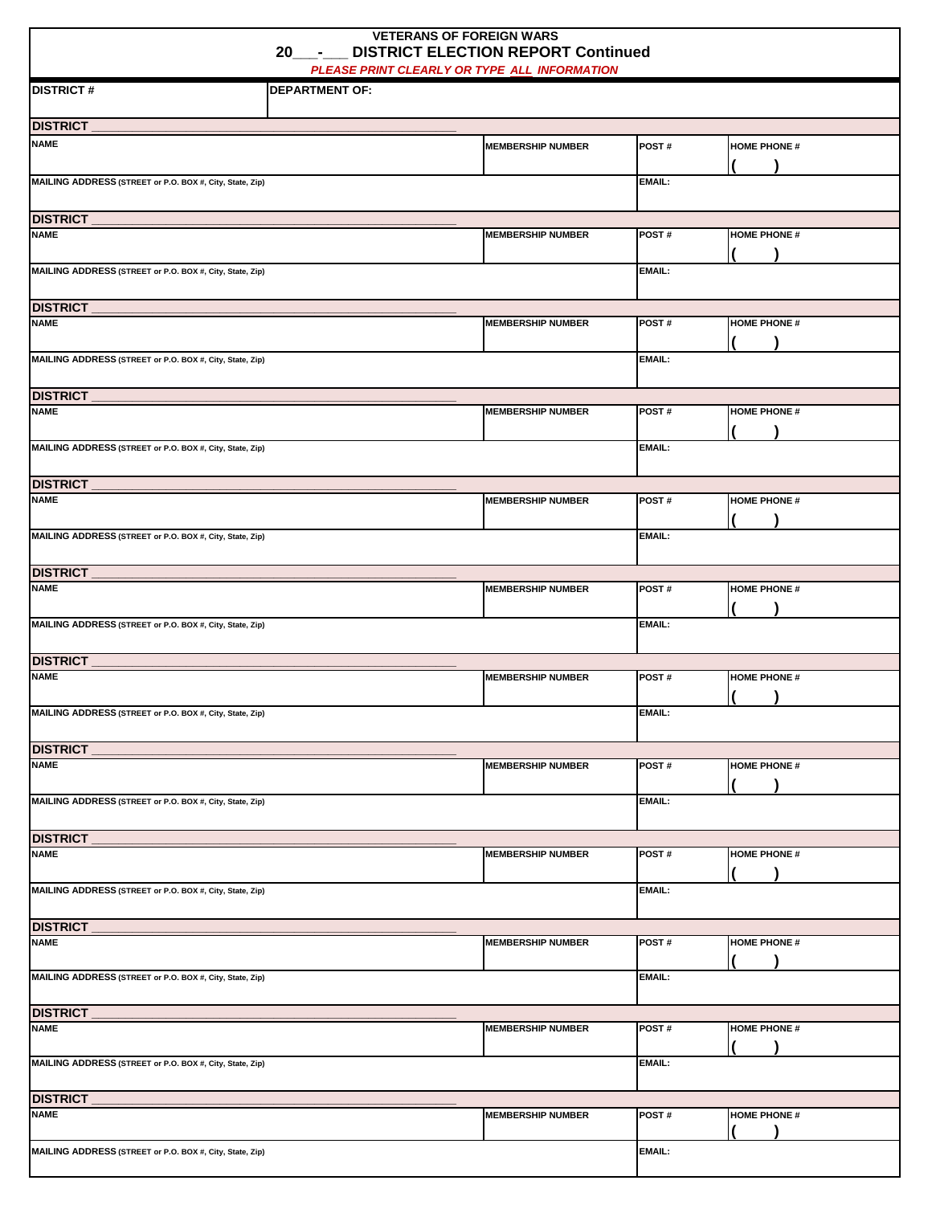VETERANS OF FOREIGN WARS

## 20___-___ DISTRICT ELECTION REPORT Continued

*PLEASE PRINT CLEARLY OR TYPE ALL INFORMATION*

| DISTRICT # | DEPARTMENT OF: |
|---|---|
| | |

**DISTRICT** ____________________________________________

| NAME | MEMBERSHIP NUMBER | POST # | HOME PHONE # |
|---|---|---|---|
| | | | ( ) |
| MAILING ADDRESS (STREET or P.O. BOX #, City, State, Zip) | | EMAIL: | |

**DISTRICT** ____________________________________________

| NAME | MEMBERSHIP NUMBER | POST # | HOME PHONE # |
|---|---|---|---|
| | | | ( ) |
| MAILING ADDRESS (STREET or P.O. BOX #, City, State, Zip) | | EMAIL: | |

**DISTRICT** ____________________________________________

| NAME | MEMBERSHIP NUMBER | POST # | HOME PHONE # |
|---|---|---|---|
| | | | ( ) |
| MAILING ADDRESS (STREET or P.O. BOX #, City, State, Zip) | | EMAIL: | |

**DISTRICT** ____________________________________________

| NAME | MEMBERSHIP NUMBER | POST # | HOME PHONE # |
|---|---|---|---|
| | | | ( ) |
| MAILING ADDRESS (STREET or P.O. BOX #, City, State, Zip) | | EMAIL: | |

**DISTRICT** ____________________________________________

| NAME | MEMBERSHIP NUMBER | POST # | HOME PHONE # |
|---|---|---|---|
| | | | ( ) |
| MAILING ADDRESS (STREET or P.O. BOX #, City, State, Zip) | | EMAIL: | |

**DISTRICT** ____________________________________________

| NAME | MEMBERSHIP NUMBER | POST # | HOME PHONE # |
|---|---|---|---|
| | | | ( ) |
| MAILING ADDRESS (STREET or P.O. BOX #, City, State, Zip) | | EMAIL: | |

**DISTRICT** ____________________________________________

| NAME | MEMBERSHIP NUMBER | POST # | HOME PHONE # |
|---|---|---|---|
| | | | ( ) |
| MAILING ADDRESS (STREET or P.O. BOX #, City, State, Zip) | | EMAIL: | |

**DISTRICT** ____________________________________________

| NAME | MEMBERSHIP NUMBER | POST # | HOME PHONE # |
|---|---|---|---|
| | | | ( ) |
| MAILING ADDRESS (STREET or P.O. BOX #, City, State, Zip) | | EMAIL: | |

**DISTRICT** ____________________________________________

| NAME | MEMBERSHIP NUMBER | POST # | HOME PHONE # |
|---|---|---|---|
| | | | ( ) |
| MAILING ADDRESS (STREET or P.O. BOX #, City, State, Zip) | | EMAIL: | |

**DISTRICT** ____________________________________________

| NAME | MEMBERSHIP NUMBER | POST # | HOME PHONE # |
|---|---|---|---|
| | | | ( ) |
| MAILING ADDRESS (STREET or P.O. BOX #, City, State, Zip) | | EMAIL: | |

**DISTRICT** ____________________________________________

| NAME | MEMBERSHIP NUMBER | POST # | HOME PHONE # |
|---|---|---|---|
| | | | ( ) |
| MAILING ADDRESS (STREET or P.O. BOX #, City, State, Zip) | | EMAIL: | |

**DISTRICT** ____________________________________________

| NAME | MEMBERSHIP NUMBER | POST # | HOME PHONE # |
|---|---|---|---|
| | | | ( ) |
| MAILING ADDRESS (STREET or P.O. BOX #, City, State, Zip) | | EMAIL: | |